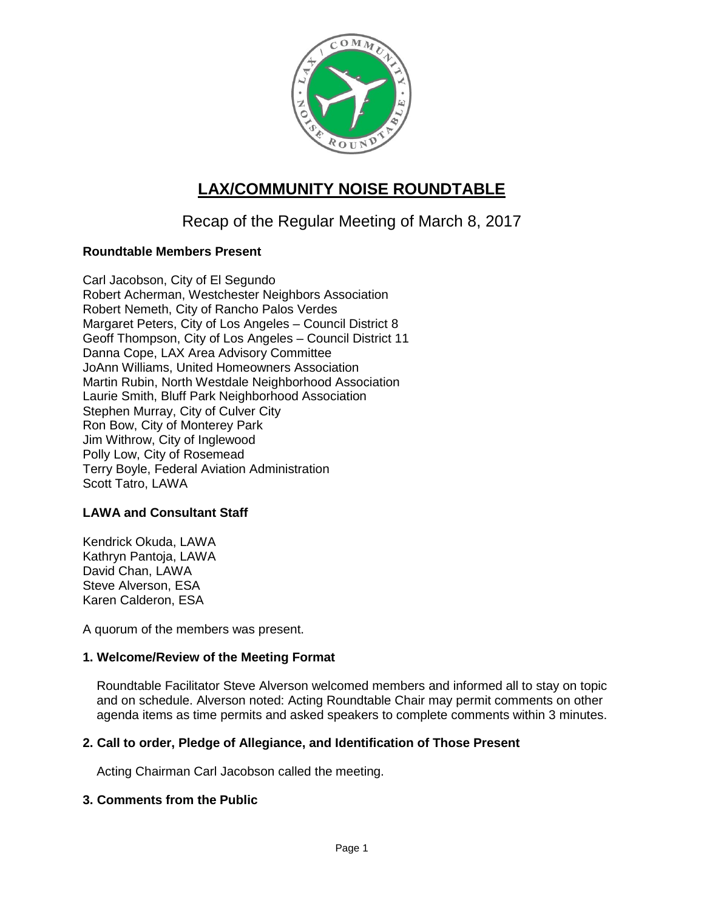# LAX/COMMUNITY NOISE ROUNDTABLE

## Recap of the Regular Meeting of March 8, 2017

**Roundtable Members Present**

Carl Jacobson, City of El Segundo
Robert Acherman, Westchester Neighbors Association
Robert Nemeth, City of Rancho Palos Verdes
Margaret Peters, City of Los Angeles – Council District 8
Geoff Thompson, City of Los Angeles – Council District 11
Danna Cope, LAX Area Advisory Committee
JoAnn Williams, United Homeowners Association
Martin Rubin, North Westdale Neighborhood Association
Laurie Smith, Bluff Park Neighborhood Association
Stephen Murray, City of Culver City
Ron Bow, City of Monterey Park
Jim Withrow, City of Inglewood
Polly Low, City of Rosemead
Terry Boyle, Federal Aviation Administration
Scott Tatro, LAWA

**LAWA and Consultant Staff**

Kendrick Okuda, LAWA
Kathryn Pantoja, LAWA
David Chan, LAWA
Steve Alverson, ESA
Karen Calderon, ESA

A quorum of the members was present.

**1. Welcome/Review of the Meeting Format**

Roundtable Facilitator Steve Alverson welcomed members and informed all to stay on topic and on schedule. Alverson noted: Acting Roundtable Chair may permit comments on other agenda items as time permits and asked speakers to complete comments within 3 minutes.

**2. Call to order, Pledge of Allegiance, and Identification of Those Present**

Acting Chairman Carl Jacobson called the meeting.

**3. Comments from the Public**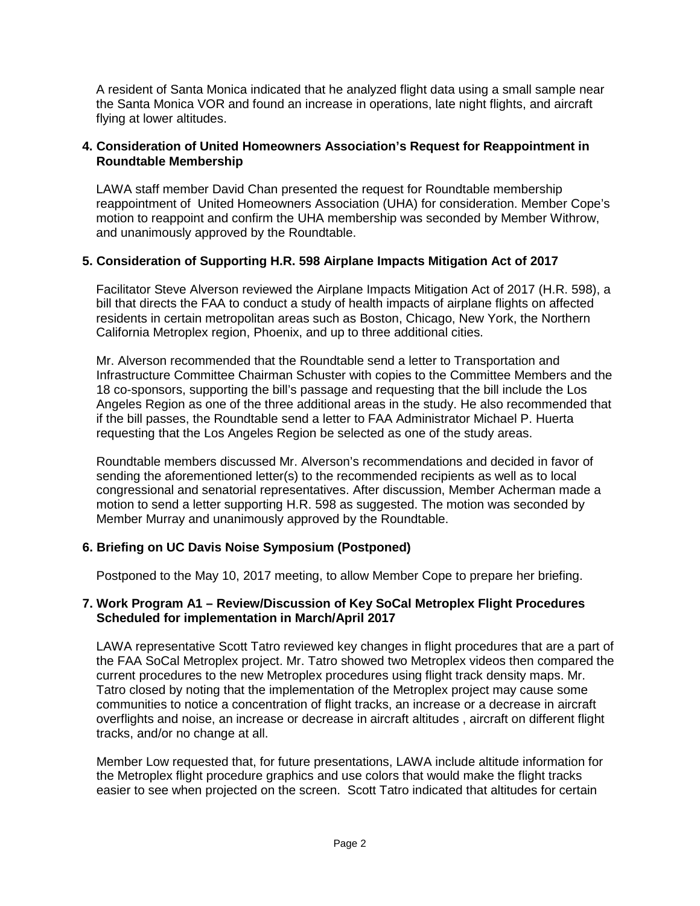A resident of Santa Monica indicated that he analyzed flight data using a small sample near the Santa Monica VOR and found an increase in operations, late night flights, and aircraft flying at lower altitudes.

**4. Consideration of United Homeowners Association's Request for Reappointment in Roundtable Membership**

LAWA staff member David Chan presented the request for Roundtable membership reappointment of United Homeowners Association (UHA) for consideration. Member Cope's motion to reappoint and confirm the UHA membership was seconded by Member Withrow, and unanimously approved by the Roundtable.

**5. Consideration of Supporting H.R. 598 Airplane Impacts Mitigation Act of 2017**

Facilitator Steve Alverson reviewed the Airplane Impacts Mitigation Act of 2017 (H.R. 598), a bill that directs the FAA to conduct a study of health impacts of airplane flights on affected residents in certain metropolitan areas such as Boston, Chicago, New York, the Northern California Metroplex region, Phoenix, and up to three additional cities.

Mr. Alverson recommended that the Roundtable send a letter to Transportation and Infrastructure Committee Chairman Schuster with copies to the Committee Members and the 18 co-sponsors, supporting the bill's passage and requesting that the bill include the Los Angeles Region as one of the three additional areas in the study. He also recommended that if the bill passes, the Roundtable send a letter to FAA Administrator Michael P. Huerta requesting that the Los Angeles Region be selected as one of the study areas.

Roundtable members discussed Mr. Alverson's recommendations and decided in favor of sending the aforementioned letter(s) to the recommended recipients as well as to local congressional and senatorial representatives. After discussion, Member Acherman made a motion to send a letter supporting H.R. 598 as suggested. The motion was seconded by Member Murray and unanimously approved by the Roundtable.

**6. Briefing on UC Davis Noise Symposium (Postponed)**

Postponed to the May 10, 2017 meeting, to allow Member Cope to prepare her briefing.

**7. Work Program A1 – Review/Discussion of Key SoCal Metroplex Flight Procedures Scheduled for implementation in March/April 2017**

LAWA representative Scott Tatro reviewed key changes in flight procedures that are a part of the FAA SoCal Metroplex project. Mr. Tatro showed two Metroplex videos then compared the current procedures to the new Metroplex procedures using flight track density maps. Mr. Tatro closed by noting that the implementation of the Metroplex project may cause some communities to notice a concentration of flight tracks, an increase or a decrease in aircraft overflights and noise, an increase or decrease in aircraft altitudes , aircraft on different flight tracks, and/or no change at all.

Member Low requested that, for future presentations, LAWA include altitude information for the Metroplex flight procedure graphics and use colors that would make the flight tracks easier to see when projected on the screen. Scott Tatro indicated that altitudes for certain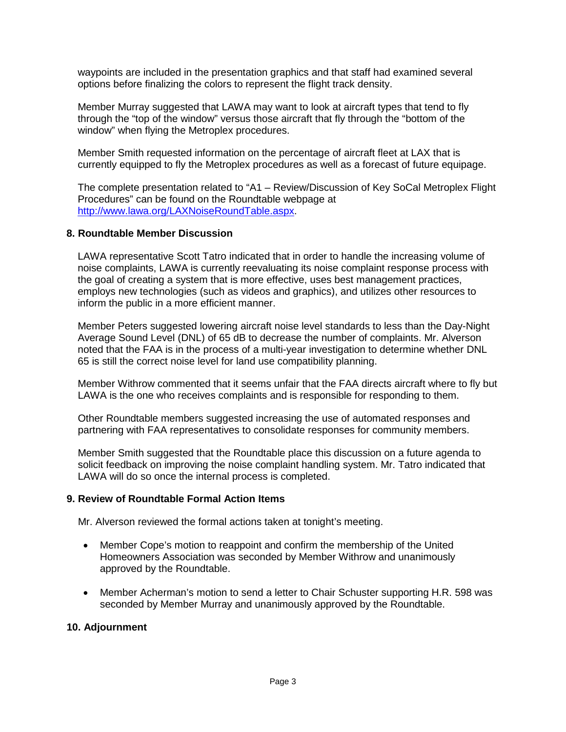waypoints are included in the presentation graphics and that staff had examined several options before finalizing the colors to represent the flight track density.

Member Murray suggested that LAWA may want to look at aircraft types that tend to fly through the "top of the window" versus those aircraft that fly through the "bottom of the window" when flying the Metroplex procedures.

Member Smith requested information on the percentage of aircraft fleet at LAX that is currently equipped to fly the Metroplex procedures as well as a forecast of future equipage.

The complete presentation related to "A1 – Review/Discussion of Key SoCal Metroplex Flight Procedures" can be found on the Roundtable webpage at http://www.lawa.org/LAXNoiseRoundTable.aspx.

## 8. Roundtable Member Discussion

LAWA representative Scott Tatro indicated that in order to handle the increasing volume of noise complaints, LAWA is currently reevaluating its noise complaint response process with the goal of creating a system that is more effective, uses best management practices, employs new technologies (such as videos and graphics), and utilizes other resources to inform the public in a more efficient manner.

Member Peters suggested lowering aircraft noise level standards to less than the Day-Night Average Sound Level (DNL) of 65 dB to decrease the number of complaints. Mr. Alverson noted that the FAA is in the process of a multi-year investigation to determine whether DNL 65 is still the correct noise level for land use compatibility planning.

Member Withrow commented that it seems unfair that the FAA directs aircraft where to fly but LAWA is the one who receives complaints and is responsible for responding to them.

Other Roundtable members suggested increasing the use of automated responses and partnering with FAA representatives to consolidate responses for community members.

Member Smith suggested that the Roundtable place this discussion on a future agenda to solicit feedback on improving the noise complaint handling system. Mr. Tatro indicated that LAWA will do so once the internal process is completed.

## 9. Review of Roundtable Formal Action Items

Mr. Alverson reviewed the formal actions taken at tonight's meeting.

- Member Cope's motion to reappoint and confirm the membership of the United Homeowners Association was seconded by Member Withrow and unanimously approved by the Roundtable.
- Member Acherman's motion to send a letter to Chair Schuster supporting H.R. 598 was seconded by Member Murray and unanimously approved by the Roundtable.

## 10. Adjournment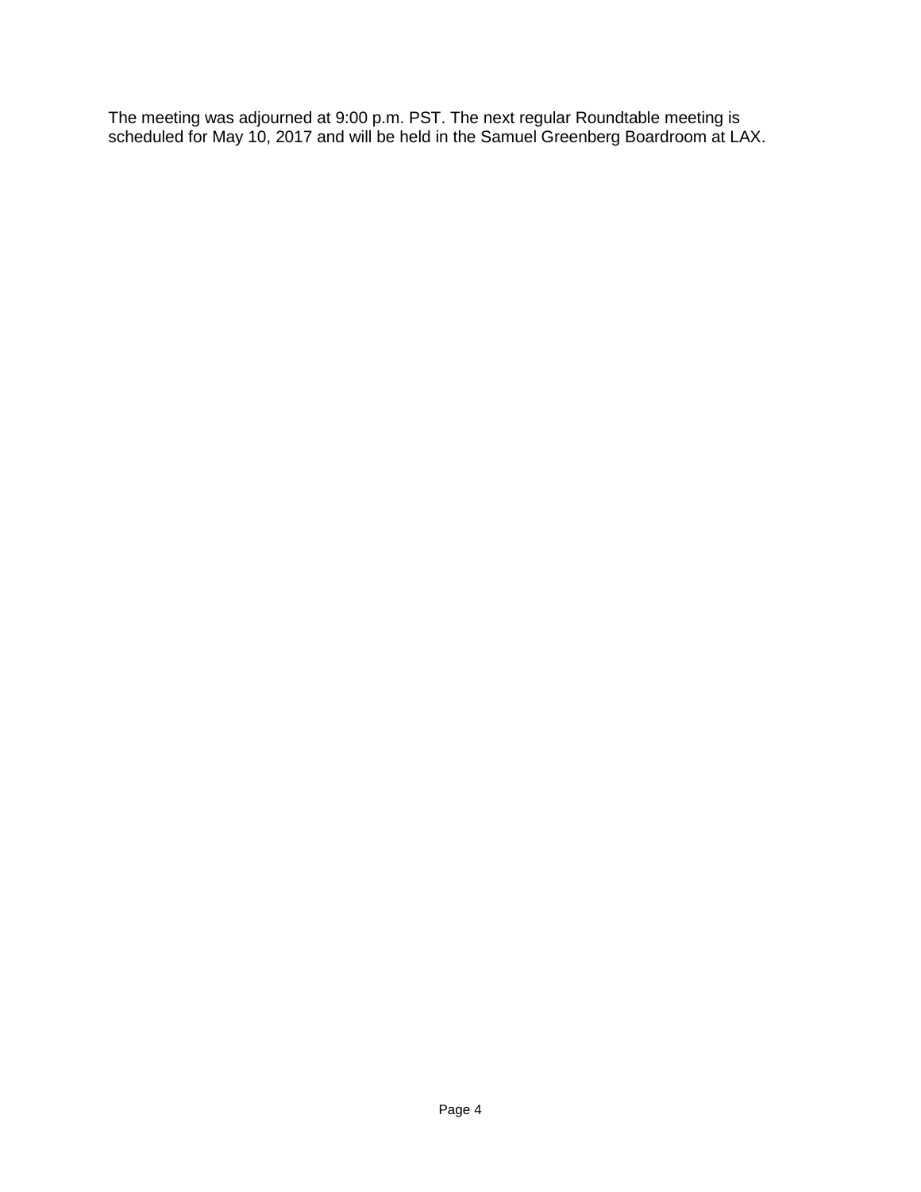The meeting was adjourned at 9:00 p.m. PST. The next regular Roundtable meeting is scheduled for May 10, 2017 and will be held in the Samuel Greenberg Boardroom at LAX.